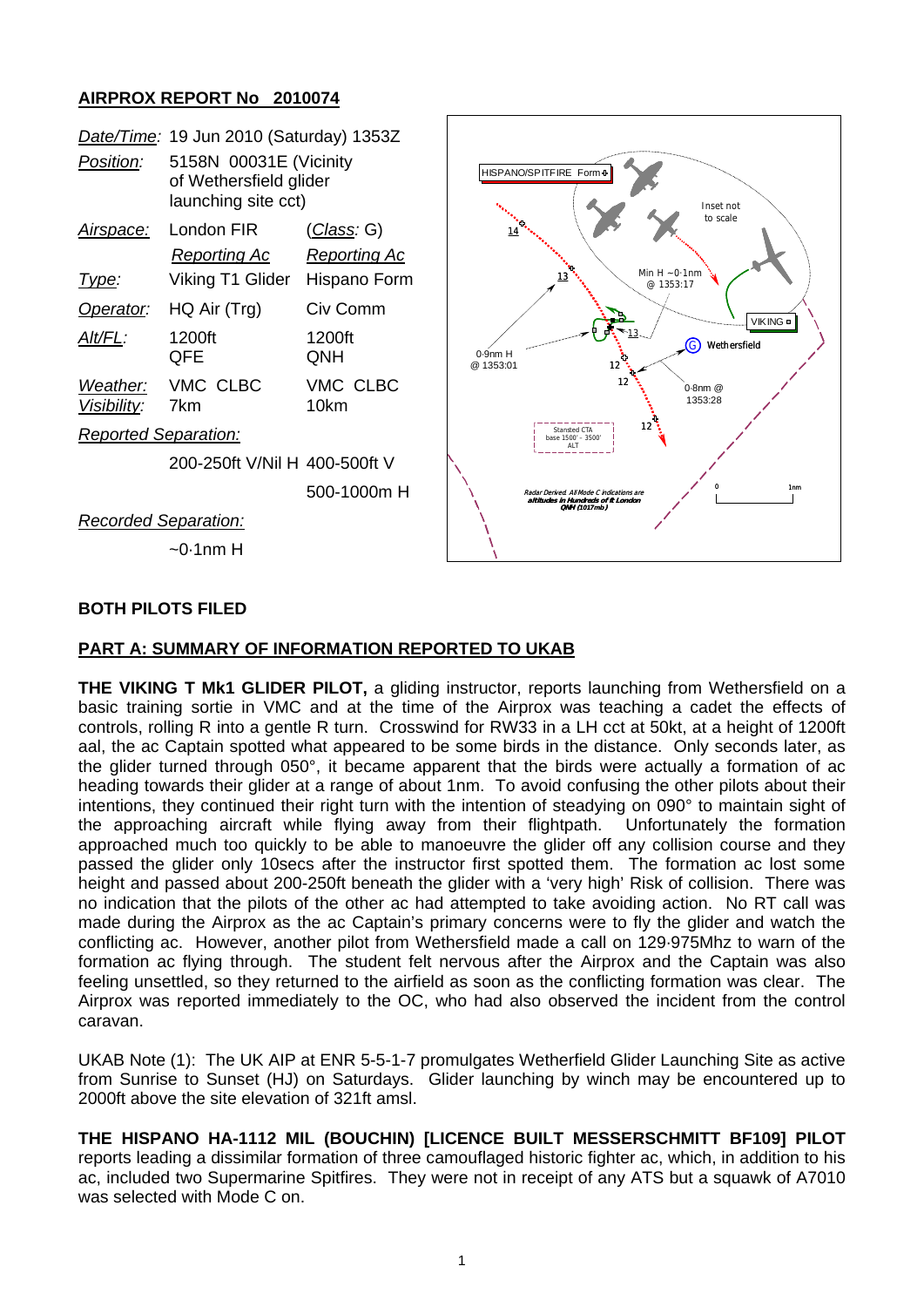## AIRPROX REPORT No 2010074

| | | |
|---|---|---|
| *Date/Time:* | 19 Jun 2010 (Saturday) 1353Z | |
| *Position:* | 5158N 00031E (Vicinity of Wethersfield glider launching site cct) | |
| *Airspace:* | London FIR | (*Class*: G) |
| | *Reporting Ac* | *Reporting Ac* |
| *Type:* | Viking T1 Glider | Hispano Form |
| *Operator:* | HQ Air (Trg) | Civ Comm |
| *Alt/FL:* | 1200ft QFE | 1200ft QNH |
| *Weather:* *Visibility:* | VMC CLBC 7km | VMC CLBC 10km |
| *Reported Separation:* | | |
| | 200-250ft V/Nil H | 400-500ft V 500-1000m H |
| *Recorded Separation:* | | |
| | ~0·1nm H | |

**BOTH PILOTS FILED**

**PART A: SUMMARY OF INFORMATION REPORTED TO UKAB**

**THE VIKING T Mk1 GLIDER PILOT,** a gliding instructor, reports launching from Wethersfield on a basic training sortie in VMC and at the time of the Airprox was teaching a cadet the effects of controls, rolling R into a gentle R turn. Crosswind for RW33 in a LH cct at 50kt, at a height of 1200ft aal, the ac Captain spotted what appeared to be some birds in the distance. Only seconds later, as the glider turned through 050°, it became apparent that the birds were actually a formation of ac heading towards their glider at a range of about 1nm. To avoid confusing the other pilots about their intentions, they continued their right turn with the intention of steadying on 090° to maintain sight of the approaching aircraft while flying away from their flightpath. Unfortunately the formation approached much too quickly to be able to manoeuvre the glider off any collision course and they passed the glider only 10secs after the instructor first spotted them. The formation ac lost some height and passed about 200-250ft beneath the glider with a 'very high' Risk of collision. There was no indication that the pilots of the other ac had attempted to take avoiding action. No RT call was made during the Airprox as the ac Captain's primary concerns were to fly the glider and watch the conflicting ac. However, another pilot from Wethersfield made a call on 129·975Mhz to warn of the formation ac flying through. The student felt nervous after the Airprox and the Captain was also feeling unsettled, so they returned to the airfield as soon as the conflicting formation was clear. The Airprox was reported immediately to the OC, who had also observed the incident from the control caravan.

UKAB Note (1): The UK AIP at ENR 5-5-1-7 promulgates Wetherfield Glider Launching Site as active from Sunrise to Sunset (HJ) on Saturdays. Glider launching by winch may be encountered up to 2000ft above the site elevation of 321ft amsl.

**THE HISPANO HA-1112 MIL (BOUCHIN) [LICENCE BUILT MESSERSCHMITT BF109] PILOT** reports leading a dissimilar formation of three camouflaged historic fighter ac, which, in addition to his ac, included two Supermarine Spitfires. They were not in receipt of any ATS but a squawk of A7010 was selected with Mode C on.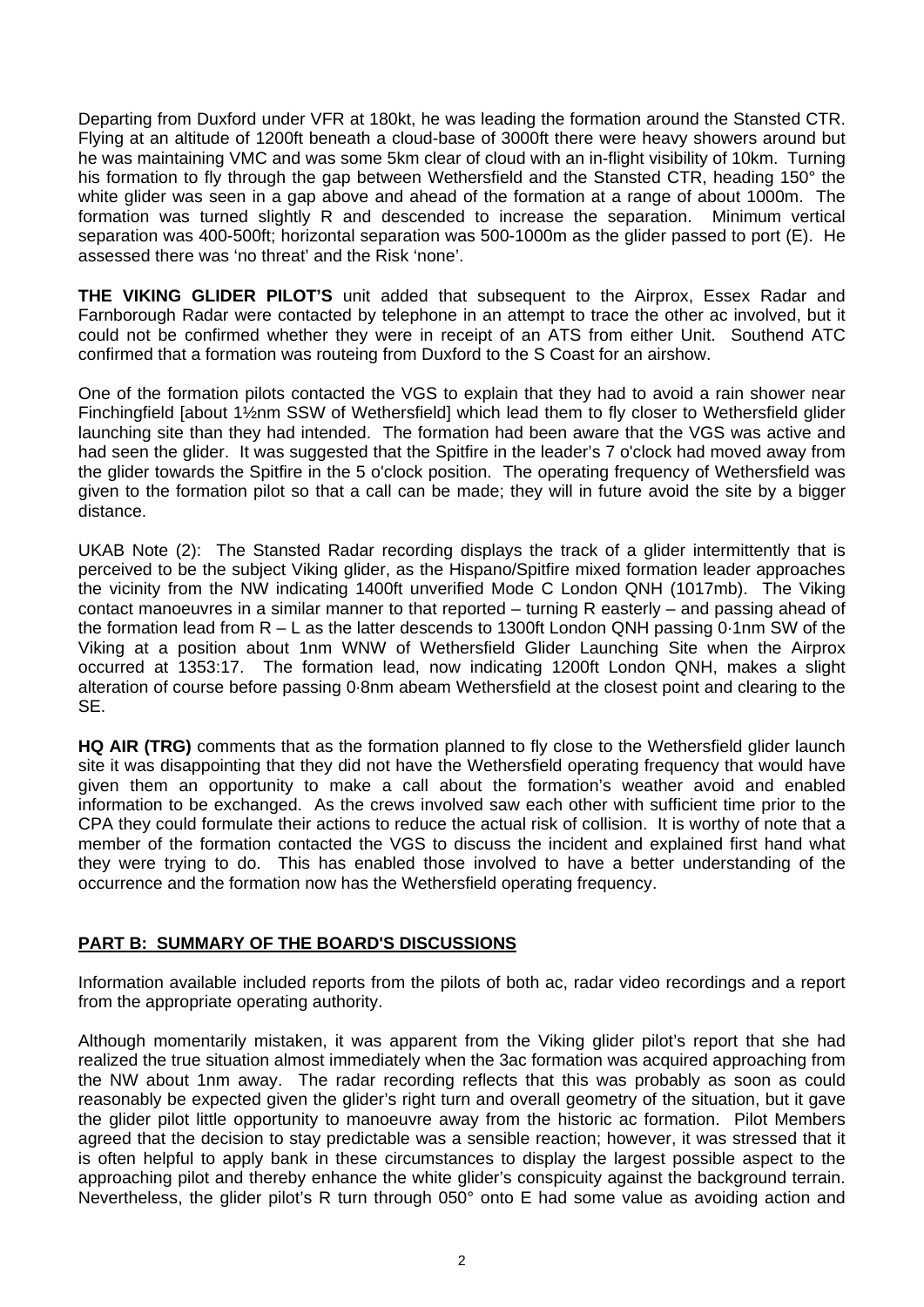Departing from Duxford under VFR at 180kt, he was leading the formation around the Stansted CTR. Flying at an altitude of 1200ft beneath a cloud-base of 3000ft there were heavy showers around but he was maintaining VMC and was some 5km clear of cloud with an in-flight visibility of 10km. Turning his formation to fly through the gap between Wethersfield and the Stansted CTR, heading 150° the white glider was seen in a gap above and ahead of the formation at a range of about 1000m. The formation was turned slightly R and descended to increase the separation. Minimum vertical separation was 400-500ft; horizontal separation was 500-1000m as the glider passed to port (E). He assessed there was 'no threat' and the Risk 'none'.

**THE VIKING GLIDER PILOT'S** unit added that subsequent to the Airprox, Essex Radar and Farnborough Radar were contacted by telephone in an attempt to trace the other ac involved, but it could not be confirmed whether they were in receipt of an ATS from either Unit. Southend ATC confirmed that a formation was routeing from Duxford to the S Coast for an airshow.

One of the formation pilots contacted the VGS to explain that they had to avoid a rain shower near Finchingfield [about 1½nm SSW of Wethersfield] which lead them to fly closer to Wethersfield glider launching site than they had intended. The formation had been aware that the VGS was active and had seen the glider. It was suggested that the Spitfire in the leader's 7 o'clock had moved away from the glider towards the Spitfire in the 5 o'clock position. The operating frequency of Wethersfield was given to the formation pilot so that a call can be made; they will in future avoid the site by a bigger distance.

UKAB Note (2): The Stansted Radar recording displays the track of a glider intermittently that is perceived to be the subject Viking glider, as the Hispano/Spitfire mixed formation leader approaches the vicinity from the NW indicating 1400ft unverified Mode C London QNH (1017mb). The Viking contact manoeuvres in a similar manner to that reported – turning R easterly – and passing ahead of the formation lead from R – L as the latter descends to 1300ft London QNH passing 0·1nm SW of the Viking at a position about 1nm WNW of Wethersfield Glider Launching Site when the Airprox occurred at 1353:17. The formation lead, now indicating 1200ft London QNH, makes a slight alteration of course before passing 0·8nm abeam Wethersfield at the closest point and clearing to the SE.

**HQ AIR (TRG)** comments that as the formation planned to fly close to the Wethersfield glider launch site it was disappointing that they did not have the Wethersfield operating frequency that would have given them an opportunity to make a call about the formation's weather avoid and enabled information to be exchanged. As the crews involved saw each other with sufficient time prior to the CPA they could formulate their actions to reduce the actual risk of collision. It is worthy of note that a member of the formation contacted the VGS to discuss the incident and explained first hand what they were trying to do. This has enabled those involved to have a better understanding of the occurrence and the formation now has the Wethersfield operating frequency.

## PART B: SUMMARY OF THE BOARD'S DISCUSSIONS

Information available included reports from the pilots of both ac, radar video recordings and a report from the appropriate operating authority.

Although momentarily mistaken, it was apparent from the Viking glider pilot's report that she had realized the true situation almost immediately when the 3ac formation was acquired approaching from the NW about 1nm away. The radar recording reflects that this was probably as soon as could reasonably be expected given the glider's right turn and overall geometry of the situation, but it gave the glider pilot little opportunity to manoeuvre away from the historic ac formation. Pilot Members agreed that the decision to stay predictable was a sensible reaction; however, it was stressed that it is often helpful to apply bank in these circumstances to display the largest possible aspect to the approaching pilot and thereby enhance the white glider's conspicuity against the background terrain. Nevertheless, the glider pilot's R turn through 050° onto E had some value as avoiding action and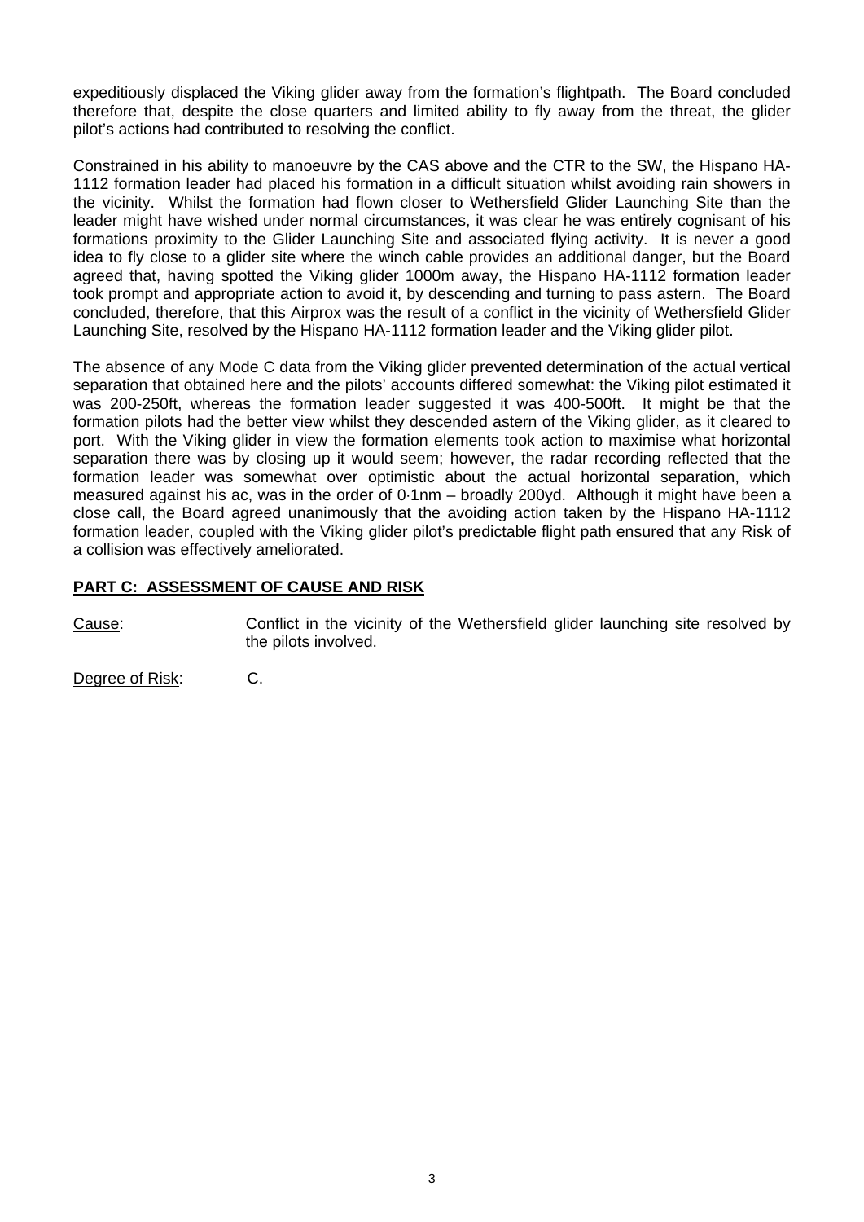expeditiously displaced the Viking glider away from the formation's flightpath. The Board concluded therefore that, despite the close quarters and limited ability to fly away from the threat, the glider pilot's actions had contributed to resolving the conflict.

Constrained in his ability to manoeuvre by the CAS above and the CTR to the SW, the Hispano HA-1112 formation leader had placed his formation in a difficult situation whilst avoiding rain showers in the vicinity. Whilst the formation had flown closer to Wethersfield Glider Launching Site than the leader might have wished under normal circumstances, it was clear he was entirely cognisant of his formations proximity to the Glider Launching Site and associated flying activity. It is never a good idea to fly close to a glider site where the winch cable provides an additional danger, but the Board agreed that, having spotted the Viking glider 1000m away, the Hispano HA-1112 formation leader took prompt and appropriate action to avoid it, by descending and turning to pass astern. The Board concluded, therefore, that this Airprox was the result of a conflict in the vicinity of Wethersfield Glider Launching Site, resolved by the Hispano HA-1112 formation leader and the Viking glider pilot.

The absence of any Mode C data from the Viking glider prevented determination of the actual vertical separation that obtained here and the pilots' accounts differed somewhat: the Viking pilot estimated it was 200-250ft, whereas the formation leader suggested it was 400-500ft. It might be that the formation pilots had the better view whilst they descended astern of the Viking glider, as it cleared to port. With the Viking glider in view the formation elements took action to maximise what horizontal separation there was by closing up it would seem; however, the radar recording reflected that the formation leader was somewhat over optimistic about the actual horizontal separation, which measured against his ac, was in the order of 0·1nm – broadly 200yd. Although it might have been a close call, the Board agreed unanimously that the avoiding action taken by the Hispano HA-1112 formation leader, coupled with the Viking glider pilot's predictable flight path ensured that any Risk of a collision was effectively ameliorated.

## PART C: ASSESSMENT OF CAUSE AND RISK

Cause: Conflict in the vicinity of the Wethersfield glider launching site resolved by the pilots involved.

Degree of Risk: C.